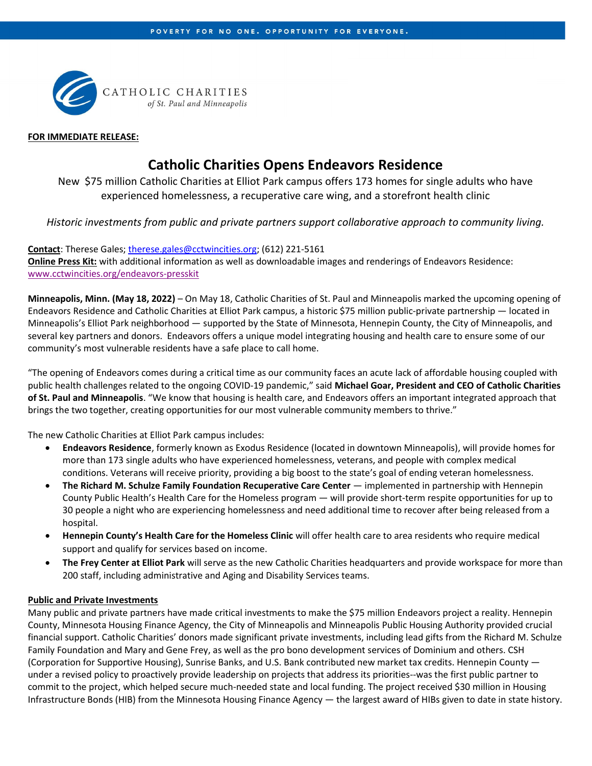POVERTY FOR NO ONE. OPPORTUNITY FOR EVERYONE.

CATHOLIC CHARITIES
*of St. Paul and Minneapolis*

**FOR IMMEDIATE RELEASE:**

# Catholic Charities Opens Endeavors Residence

New $75 million Catholic Charities at Elliot Park campus offers 173 homes for single adults who have experienced homelessness, a recuperative care wing, and a storefront health clinic

*Historic investments from public and private partners support collaborative approach to community living.*

**Contact**: Therese Gales; therese.gales@cctwincities.org; (612) 221-5161
**Online Press Kit:** with additional information as well as downloadable images and renderings of Endeavors Residence: www.cctwincities.org/endeavors-presskit

**Minneapolis, Minn. (May 18, 2022)** – On May 18, Catholic Charities of St. Paul and Minneapolis marked the upcoming opening of Endeavors Residence and Catholic Charities at Elliot Park campus, a historic $75 million public-private partnership — located in Minneapolis's Elliot Park neighborhood — supported by the State of Minnesota, Hennepin County, the City of Minneapolis, and several key partners and donors. Endeavors offers a unique model integrating housing and health care to ensure some of our community's most vulnerable residents have a safe place to call home.

"The opening of Endeavors comes during a critical time as our community faces an acute lack of affordable housing coupled with public health challenges related to the ongoing COVID-19 pandemic," said **Michael Goar, President and CEO of Catholic Charities of St. Paul and Minneapolis**. "We know that housing is health care, and Endeavors offers an important integrated approach that brings the two together, creating opportunities for our most vulnerable community members to thrive."

The new Catholic Charities at Elliot Park campus includes:

- **Endeavors Residence**, formerly known as Exodus Residence (located in downtown Minneapolis), will provide homes for more than 173 single adults who have experienced homelessness, veterans, and people with complex medical conditions. Veterans will receive priority, providing a big boost to the state's goal of ending veteran homelessness.
- **The Richard M. Schulze Family Foundation Recuperative Care Center** — implemented in partnership with Hennepin County Public Health's Health Care for the Homeless program — will provide short-term respite opportunities for up to 30 people a night who are experiencing homelessness and need additional time to recover after being released from a hospital.
- **Hennepin County's Health Care for the Homeless Clinic** will offer health care to area residents who require medical support and qualify for services based on income.
- **The Frey Center at Elliot Park** will serve as the new Catholic Charities headquarters and provide workspace for more than 200 staff, including administrative and Aging and Disability Services teams.

**Public and Private Investments**

Many public and private partners have made critical investments to make the $75 million Endeavors project a reality. Hennepin County, Minnesota Housing Finance Agency, the City of Minneapolis and Minneapolis Public Housing Authority provided crucial financial support. Catholic Charities' donors made significant private investments, including lead gifts from the Richard M. Schulze Family Foundation and Mary and Gene Frey, as well as the pro bono development services of Dominium and others. CSH (Corporation for Supportive Housing), Sunrise Banks, and U.S. Bank contributed new market tax credits. Hennepin County — under a revised policy to proactively provide leadership on projects that address its priorities--was the first public partner to commit to the project, which helped secure much-needed state and local funding. The project received $30 million in Housing Infrastructure Bonds (HIB) from the Minnesota Housing Finance Agency — the largest award of HIBs given to date in state history.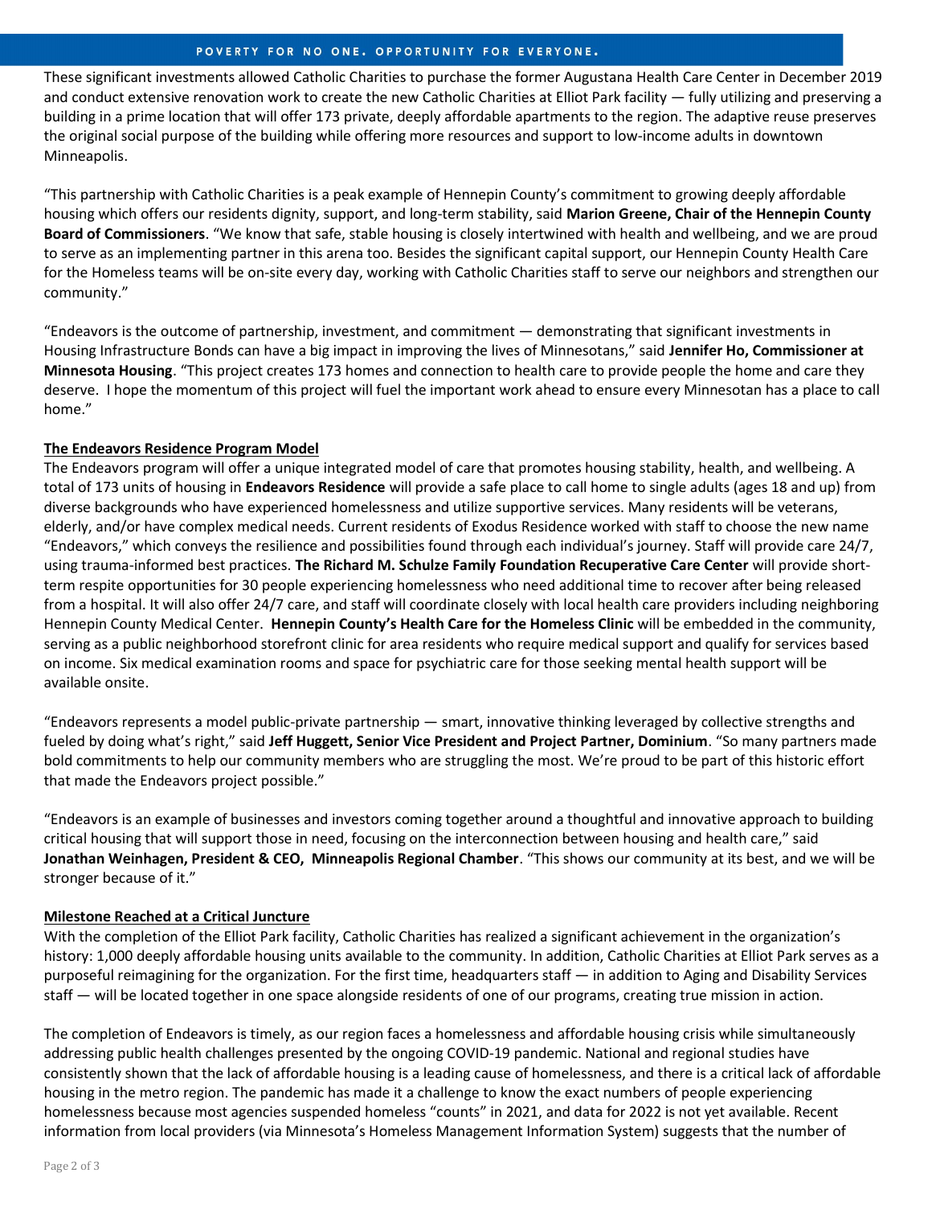These significant investments allowed Catholic Charities to purchase the former Augustana Health Care Center in December 2019 and conduct extensive renovation work to create the new Catholic Charities at Elliot Park facility — fully utilizing and preserving a building in a prime location that will offer 173 private, deeply affordable apartments to the region. The adaptive reuse preserves the original social purpose of the building while offering more resources and support to low-income adults in downtown Minneapolis.

"This partnership with Catholic Charities is a peak example of Hennepin County's commitment to growing deeply affordable housing which offers our residents dignity, support, and long-term stability, said **Marion Greene, Chair of the Hennepin County Board of Commissioners**. "We know that safe, stable housing is closely intertwined with health and wellbeing, and we are proud to serve as an implementing partner in this arena too. Besides the significant capital support, our Hennepin County Health Care for the Homeless teams will be on-site every day, working with Catholic Charities staff to serve our neighbors and strengthen our community."

"Endeavors is the outcome of partnership, investment, and commitment — demonstrating that significant investments in Housing Infrastructure Bonds can have a big impact in improving the lives of Minnesotans," said **Jennifer Ho, Commissioner at Minnesota Housing**. "This project creates 173 homes and connection to health care to provide people the home and care they deserve. I hope the momentum of this project will fuel the important work ahead to ensure every Minnesotan has a place to call home."

**The Endeavors Residence Program Model**

The Endeavors program will offer a unique integrated model of care that promotes housing stability, health, and wellbeing. A total of 173 units of housing in **Endeavors Residence** will provide a safe place to call home to single adults (ages 18 and up) from diverse backgrounds who have experienced homelessness and utilize supportive services. Many residents will be veterans, elderly, and/or have complex medical needs. Current residents of Exodus Residence worked with staff to choose the new name "Endeavors," which conveys the resilience and possibilities found through each individual's journey. Staff will provide care 24/7, using trauma-informed best practices. **The Richard M. Schulze Family Foundation Recuperative Care Center** will provide short-term respite opportunities for 30 people experiencing homelessness who need additional time to recover after being released from a hospital. It will also offer 24/7 care, and staff will coordinate closely with local health care providers including neighboring Hennepin County Medical Center. **Hennepin County's Health Care for the Homeless Clinic** will be embedded in the community, serving as a public neighborhood storefront clinic for area residents who require medical support and qualify for services based on income. Six medical examination rooms and space for psychiatric care for those seeking mental health support will be available onsite.

"Endeavors represents a model public-private partnership — smart, innovative thinking leveraged by collective strengths and fueled by doing what's right," said **Jeff Huggett, Senior Vice President and Project Partner, Dominium**. "So many partners made bold commitments to help our community members who are struggling the most. We're proud to be part of this historic effort that made the Endeavors project possible."

"Endeavors is an example of businesses and investors coming together around a thoughtful and innovative approach to building critical housing that will support those in need, focusing on the interconnection between housing and health care," said **Jonathan Weinhagen, President & CEO, Minneapolis Regional Chamber**. "This shows our community at its best, and we will be stronger because of it."

**Milestone Reached at a Critical Juncture**

With the completion of the Elliot Park facility, Catholic Charities has realized a significant achievement in the organization's history: 1,000 deeply affordable housing units available to the community. In addition, Catholic Charities at Elliot Park serves as a purposeful reimagining for the organization. For the first time, headquarters staff — in addition to Aging and Disability Services staff — will be located together in one space alongside residents of one of our programs, creating true mission in action.

The completion of Endeavors is timely, as our region faces a homelessness and affordable housing crisis while simultaneously addressing public health challenges presented by the ongoing COVID-19 pandemic. National and regional studies have consistently shown that the lack of affordable housing is a leading cause of homelessness, and there is a critical lack of affordable housing in the metro region. The pandemic has made it a challenge to know the exact numbers of people experiencing homelessness because most agencies suspended homeless "counts" in 2021, and data for 2022 is not yet available. Recent information from local providers (via Minnesota's Homeless Management Information System) suggests that the number of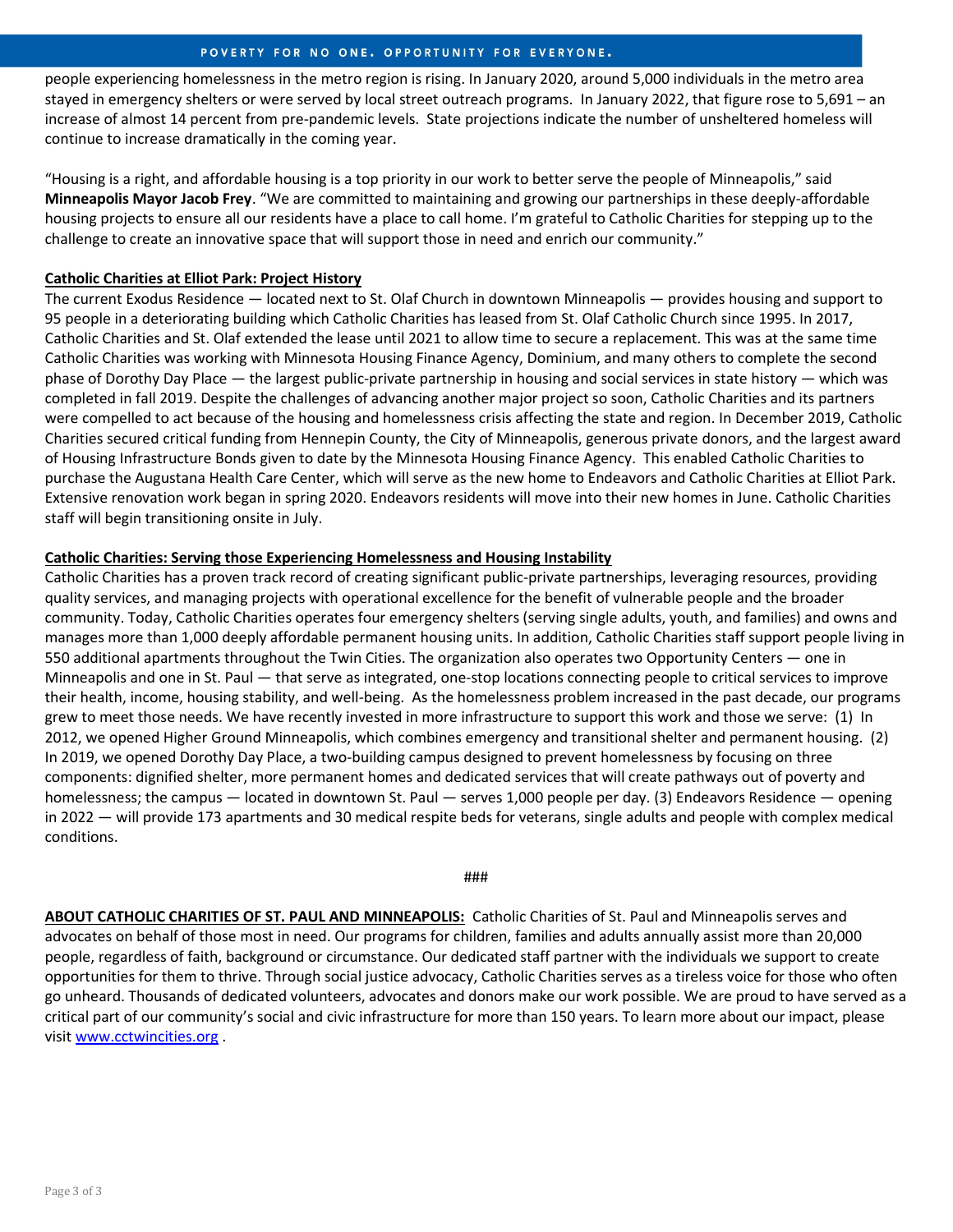people experiencing homelessness in the metro region is rising. In January 2020, around 5,000 individuals in the metro area stayed in emergency shelters or were served by local street outreach programs. In January 2022, that figure rose to 5,691 – an increase of almost 14 percent from pre-pandemic levels. State projections indicate the number of unsheltered homeless will continue to increase dramatically in the coming year.

"Housing is a right, and affordable housing is a top priority in our work to better serve the people of Minneapolis," said **Minneapolis Mayor Jacob Frey**. "We are committed to maintaining and growing our partnerships in these deeply-affordable housing projects to ensure all our residents have a place to call home. I'm grateful to Catholic Charities for stepping up to the challenge to create an innovative space that will support those in need and enrich our community."

**Catholic Charities at Elliot Park: Project History**

The current Exodus Residence — located next to St. Olaf Church in downtown Minneapolis — provides housing and support to 95 people in a deteriorating building which Catholic Charities has leased from St. Olaf Catholic Church since 1995. In 2017, Catholic Charities and St. Olaf extended the lease until 2021 to allow time to secure a replacement. This was at the same time Catholic Charities was working with Minnesota Housing Finance Agency, Dominium, and many others to complete the second phase of Dorothy Day Place — the largest public-private partnership in housing and social services in state history — which was completed in fall 2019. Despite the challenges of advancing another major project so soon, Catholic Charities and its partners were compelled to act because of the housing and homelessness crisis affecting the state and region. In December 2019, Catholic Charities secured critical funding from Hennepin County, the City of Minneapolis, generous private donors, and the largest award of Housing Infrastructure Bonds given to date by the Minnesota Housing Finance Agency. This enabled Catholic Charities to purchase the Augustana Health Care Center, which will serve as the new home to Endeavors and Catholic Charities at Elliot Park. Extensive renovation work began in spring 2020. Endeavors residents will move into their new homes in June. Catholic Charities staff will begin transitioning onsite in July.

**Catholic Charities: Serving those Experiencing Homelessness and Housing Instability**

Catholic Charities has a proven track record of creating significant public-private partnerships, leveraging resources, providing quality services, and managing projects with operational excellence for the benefit of vulnerable people and the broader community. Today, Catholic Charities operates four emergency shelters (serving single adults, youth, and families) and owns and manages more than 1,000 deeply affordable permanent housing units. In addition, Catholic Charities staff support people living in 550 additional apartments throughout the Twin Cities. The organization also operates two Opportunity Centers — one in Minneapolis and one in St. Paul — that serve as integrated, one-stop locations connecting people to critical services to improve their health, income, housing stability, and well-being. As the homelessness problem increased in the past decade, our programs grew to meet those needs. We have recently invested in more infrastructure to support this work and those we serve: (1) In 2012, we opened Higher Ground Minneapolis, which combines emergency and transitional shelter and permanent housing. (2) In 2019, we opened Dorothy Day Place, a two-building campus designed to prevent homelessness by focusing on three components: dignified shelter, more permanent homes and dedicated services that will create pathways out of poverty and homelessness; the campus — located in downtown St. Paul — serves 1,000 people per day. (3) Endeavors Residence — opening in 2022 — will provide 173 apartments and 30 medical respite beds for veterans, single adults and people with complex medical conditions.

###

**ABOUT CATHOLIC CHARITIES OF ST. PAUL AND MINNEAPOLIS:** Catholic Charities of St. Paul and Minneapolis serves and advocates on behalf of those most in need. Our programs for children, families and adults annually assist more than 20,000 people, regardless of faith, background or circumstance. Our dedicated staff partner with the individuals we support to create opportunities for them to thrive. Through social justice advocacy, Catholic Charities serves as a tireless voice for those who often go unheard. Thousands of dedicated volunteers, advocates and donors make our work possible. We are proud to have served as a critical part of our community's social and civic infrastructure for more than 150 years. To learn more about our impact, please visit www.cctwincities.org .